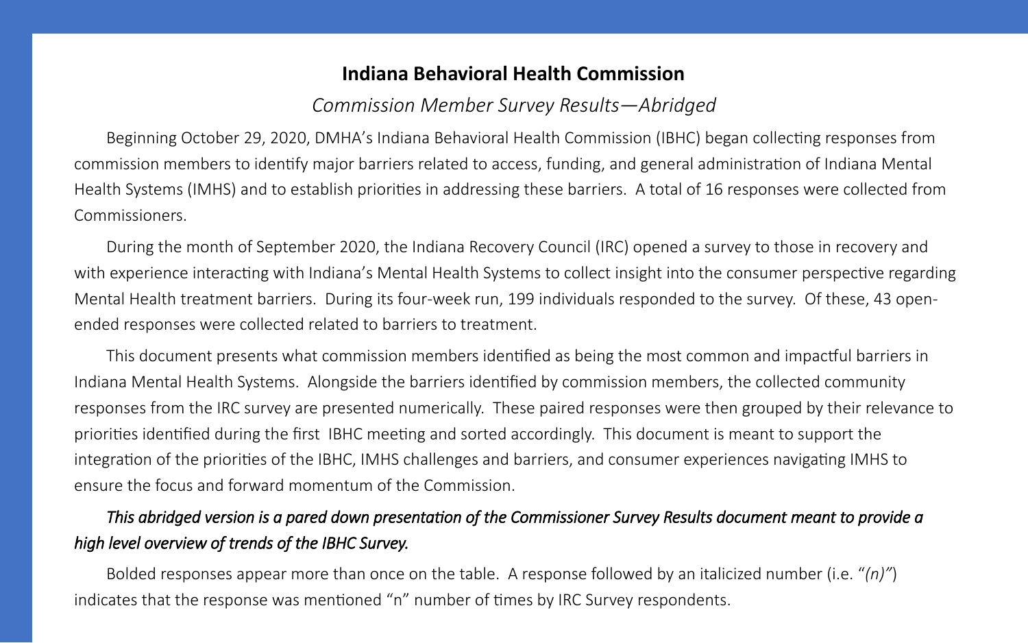# Indiana Behavioral Health Commission

*Commission Member Survey Results—Abridged*

Beginning October 29, 2020, DMHA's Indiana Behavioral Health Commission (IBHC) began collecting responses from commission members to identify major barriers related to access, funding, and general administration of Indiana Mental Health Systems (IMHS) and to establish priorities in addressing these barriers. A total of 16 responses were collected from Commissioners.

During the month of September 2020, the Indiana Recovery Council (IRC) opened a survey to those in recovery and with experience interacting with Indiana's Mental Health Systems to collect insight into the consumer perspective regarding Mental Health treatment barriers. During its four-week run, 199 individuals responded to the survey. Of these, 43 open-ended responses were collected related to barriers to treatment.

This document presents what commission members identified as being the most common and impactful barriers in Indiana Mental Health Systems. Alongside the barriers identified by commission members, the collected community responses from the IRC survey are presented numerically. These paired responses were then grouped by their relevance to priorities identified during the first IBHC meeting and sorted accordingly. This document is meant to support the integration of the priorities of the IBHC, IMHS challenges and barriers, and consumer experiences navigating IMHS to ensure the focus and forward momentum of the Commission.

***This abridged version is a pared down presentation of the Commissioner Survey Results document meant to provide a high level overview of trends of the IBHC Survey.***

Bolded responses appear more than once on the table. A response followed by an italicized number (i.e. "*(n)*") indicates that the response was mentioned "n" number of times by IRC Survey respondents.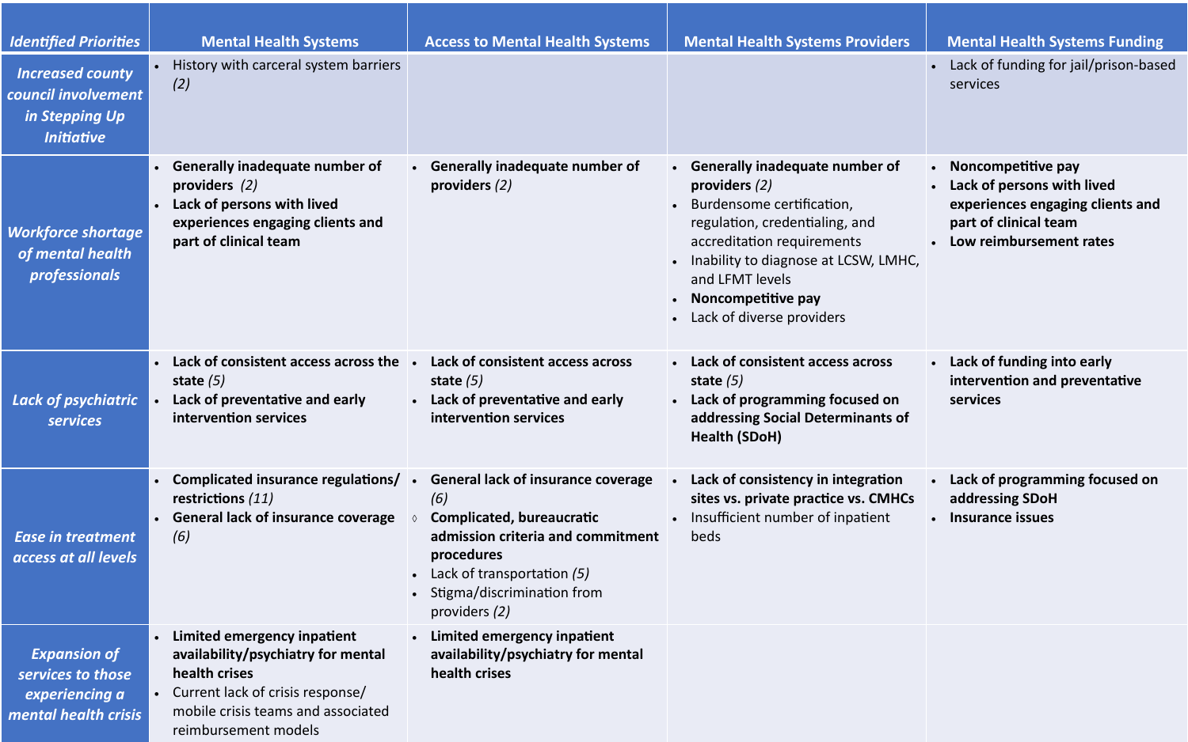| *Identified Priorities* | Mental Health Systems | Access to Mental Health Systems | Mental Health Systems Providers | Mental Health Systems Funding |
|---|---|---|---|---|
| ***Increased county council involvement in Stepping Up Initiative*** | • History with carceral system barriers *(2)* | | | • Lack of funding for jail/prison-based services |
| ***Workforce shortage of mental health professionals*** | • **Generally inadequate number of providers** *(2)*<br>• **Lack of persons with lived experiences engaging clients and part of clinical team** | • **Generally inadequate number of providers** *(2)* | • **Generally inadequate number of providers** *(2)*<br>• Burdensome certification, regulation, credentialing, and accreditation requirements<br>• Inability to diagnose at LCSW, LMHC, and LFMT levels<br>• **Noncompetitive pay**<br>• Lack of diverse providers | • **Noncompetitive pay**<br>• **Lack of persons with lived experiences engaging clients and part of clinical team**<br>• **Low reimbursement rates** |
| ***Lack of psychiatric services*** | • **Lack of consistent access across the state** *(5)*<br>• **Lack of preventative and early intervention services** | • **Lack of consistent access across state** *(5)*<br>• **Lack of preventative and early intervention services** | • **Lack of consistent access across state** *(5)*<br>• **Lack of programming focused on addressing Social Determinants of Health (SDoH)** | • **Lack of funding into early intervention and preventative services** |
| ***Ease in treatment access at all levels*** | • **Complicated insurance regulations/ restrictions** *(11)*<br>• **General lack of insurance coverage** *(6)* | • **General lack of insurance coverage** *(6)*<br>◊ **Complicated, bureaucratic admission criteria and commitment procedures**<br>• Lack of transportation *(5)*<br>• Stigma/discrimination from providers *(2)* | • **Lack of consistency in integration sites vs. private practice vs. CMHCs**<br>• Insufficient number of inpatient beds | • **Lack of programming focused on addressing SDoH**<br>• **Insurance issues** |
| ***Expansion of services to those experiencing a mental health crisis*** | • **Limited emergency inpatient availability/psychiatry for mental health crises**<br>• Current lack of crisis response/ mobile crisis teams and associated reimbursement models | • **Limited emergency inpatient availability/psychiatry for mental health crises** | | |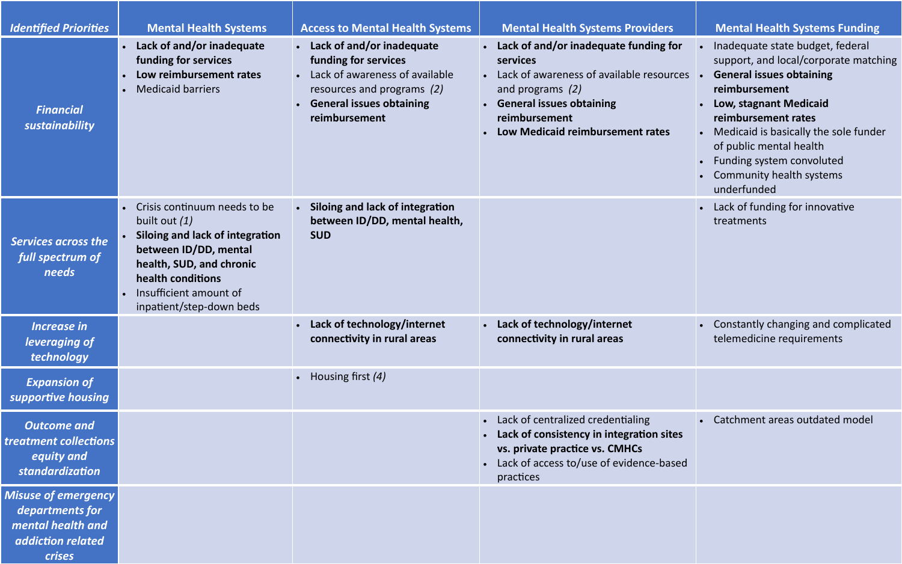| *Identified Priorities* | Mental Health Systems | Access to Mental Health Systems | Mental Health Systems Providers | Mental Health Systems Funding |
|---|---|---|---|---|
| ***Financial sustainability*** | • **Lack of and/or inadequate funding for services**<br>• **Low reimbursement rates**<br>• Medicaid barriers | • **Lack of and/or inadequate funding for services**<br>• Lack of awareness of available resources and programs *(2)*<br>• **General issues obtaining reimbursement** | • **Lack of and/or inadequate funding for services**<br>• Lack of awareness of available resources and programs *(2)*<br>• **General issues obtaining reimbursement**<br>• **Low Medicaid reimbursement rates** | • Inadequate state budget, federal support, and local/corporate matching<br>• **General issues obtaining reimbursement**<br>• **Low, stagnant Medicaid reimbursement rates**<br>• Medicaid is basically the sole funder of public mental health<br>• Funding system convoluted<br>• Community health systems underfunded |
| ***Services across the full spectrum of needs*** | • Crisis continuum needs to be built out *(1)*<br>• **Siloing and lack of integration between ID/DD, mental health, SUD, and chronic health conditions**<br>• Insufficient amount of inpatient/step-down beds | • **Siloing and lack of integration between ID/DD, mental health, SUD** | | • Lack of funding for innovative treatments |
| ***Increase in leveraging of technology*** | | • **Lack of technology/internet connectivity in rural areas** | • **Lack of technology/internet connectivity in rural areas** | • Constantly changing and complicated telemedicine requirements |
| ***Expansion of supportive housing*** | | • Housing first *(4)* | | |
| ***Outcome and treatment collections equity and standardization*** | | | • Lack of centralized credentialing<br>• **Lack of consistency in integration sites vs. private practice vs. CMHCs**<br>• Lack of access to/use of evidence-based practices | • Catchment areas outdated model |
| ***Misuse of emergency departments for mental health and addiction related crises*** | | | | |